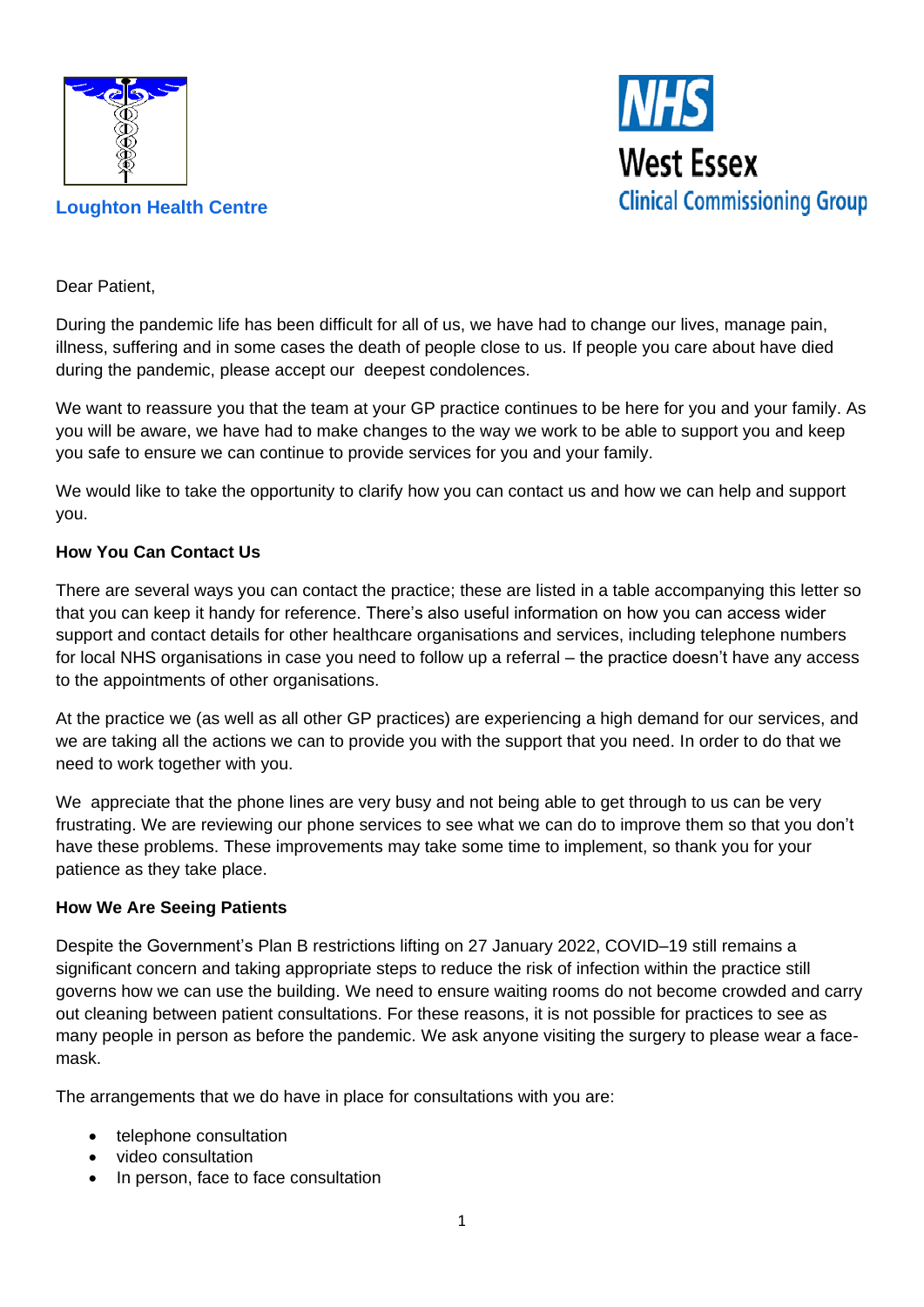**Loughton Health Centre**

**NHS West Essex Clinical Commissioning Group**

Dear Patient,

During the pandemic life has been difficult for all of us, we have had to change our lives, manage pain, illness, suffering and in some cases the death of people close to us. If people you care about have died during the pandemic, please accept our deepest condolences.

We want to reassure you that the team at your GP practice continues to be here for you and your family. As you will be aware, we have had to make changes to the way we work to be able to support you and keep you safe to ensure we can continue to provide services for you and your family.

We would like to take the opportunity to clarify how you can contact us and how we can help and support you.

**How You Can Contact Us**

There are several ways you can contact the practice; these are listed in a table accompanying this letter so that you can keep it handy for reference. There's also useful information on how you can access wider support and contact details for other healthcare organisations and services, including telephone numbers for local NHS organisations in case you need to follow up a referral – the practice doesn't have any access to the appointments of other organisations.

At the practice we (as well as all other GP practices) are experiencing a high demand for our services, and we are taking all the actions we can to provide you with the support that you need. In order to do that we need to work together with you.

We appreciate that the phone lines are very busy and not being able to get through to us can be very frustrating. We are reviewing our phone services to see what we can do to improve them so that you don't have these problems. These improvements may take some time to implement, so thank you for your patience as they take place.

**How We Are Seeing Patients**

Despite the Government's Plan B restrictions lifting on 27 January 2022, COVID–19 still remains a significant concern and taking appropriate steps to reduce the risk of infection within the practice still governs how we can use the building. We need to ensure waiting rooms do not become crowded and carry out cleaning between patient consultations. For these reasons, it is not possible for practices to see as many people in person as before the pandemic. We ask anyone visiting the surgery to please wear a face-mask.

The arrangements that we do have in place for consultations with you are:

- telephone consultation
- video consultation
- In person, face to face consultation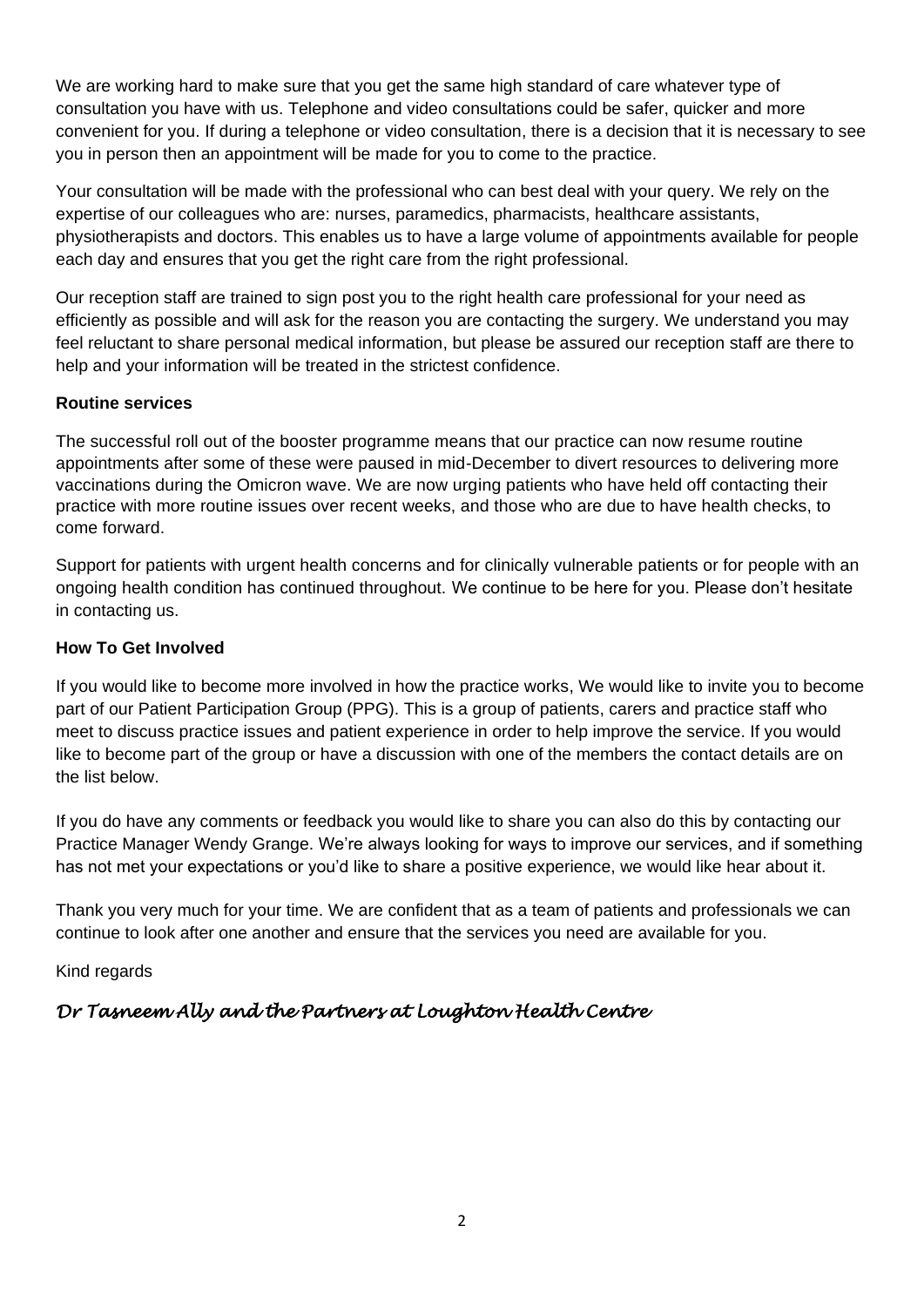We are working hard to make sure that you get the same high standard of care whatever type of consultation you have with us. Telephone and video consultations could be safer, quicker and more convenient for you. If during a telephone or video consultation, there is a decision that it is necessary to see you in person then an appointment will be made for you to come to the practice.

Your consultation will be made with the professional who can best deal with your query. We rely on the expertise of our colleagues who are: nurses, paramedics, pharmacists, healthcare assistants, physiotherapists and doctors. This enables us to have a large volume of appointments available for people each day and ensures that you get the right care from the right professional.

Our reception staff are trained to sign post you to the right health care professional for your need as efficiently as possible and will ask for the reason you are contacting the surgery. We understand you may feel reluctant to share personal medical information, but please be assured our reception staff are there to help and your information will be treated in the strictest confidence.

**Routine services**

The successful roll out of the booster programme means that our practice can now resume routine appointments after some of these were paused in mid-December to divert resources to delivering more vaccinations during the Omicron wave. We are now urging patients who have held off contacting their practice with more routine issues over recent weeks, and those who are due to have health checks, to come forward.

Support for patients with urgent health concerns and for clinically vulnerable patients or for people with an ongoing health condition has continued throughout. We continue to be here for you. Please don't hesitate in contacting us.

**How To Get Involved**

If you would like to become more involved in how the practice works, We would like to invite you to become part of our Patient Participation Group (PPG). This is a group of patients, carers and practice staff who meet to discuss practice issues and patient experience in order to help improve the service. If you would like to become part of the group or have a discussion with one of the members the contact details are on the list below.

If you do have any comments or feedback you would like to share you can also do this by contacting our Practice Manager Wendy Grange. We're always looking for ways to improve our services, and if something has not met your expectations or you'd like to share a positive experience, we would like hear about it.

Thank you very much for your time. We are confident that as a team of patients and professionals we can continue to look after one another and ensure that the services you need are available for you.

Kind regards

***Dr Tasneem Ally and the Partners at Loughton Health Centre***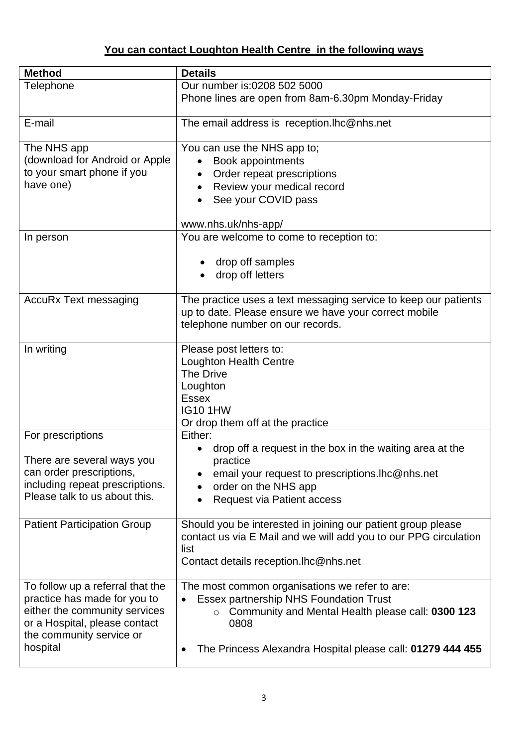## **You can contact Loughton Health Centre in the following ways**

| **Method** | **Details** |
|---|---|
| Telephone | Our number is:0208 502 5000<br>Phone lines are open from 8am-6.30pm Monday-Friday |
| E-mail | The email address is reception.lhc@nhs.net |
| The NHS app<br>(download for Android or Apple to your smart phone if you have one) | You can use the NHS app to;<br>• Book appointments<br>• Order repeat prescriptions<br>• Review your medical record<br>• See your COVID pass<br><br>www.nhs.uk/nhs-app/ |
| In person | You are welcome to come to reception to:<br><br>• drop off samples<br>• drop off letters |
| AccuRx Text messaging | The practice uses a text messaging service to keep our patients up to date. Please ensure we have your correct mobile telephone number on our records. |
| In writing | Please post letters to:<br>Loughton Health Centre<br>The Drive<br>Loughton<br>Essex<br>IG10 1HW<br>Or drop them off at the practice |
| For prescriptions<br><br>There are several ways you can order prescriptions, including repeat prescriptions. Please talk to us about this. | Either:<br>• drop off a request in the box in the waiting area at the practice<br>• email your request to prescriptions.lhc@nhs.net<br>• order on the NHS app<br>• Request via Patient access |
| Patient Participation Group | Should you be interested in joining our patient group please contact us via E Mail and we will add you to our PPG circulation list<br>Contact details reception.lhc@nhs.net |
| To follow up a referral that the practice has made for you to either the community services or a Hospital, please contact the community service or hospital | The most common organisations we refer to are:<br>• Essex partnership NHS Foundation Trust<br>  ○ Community and Mental Health please call: **0300 123 0808**<br><br>• The Princess Alexandra Hospital please call: **01279 444 455** |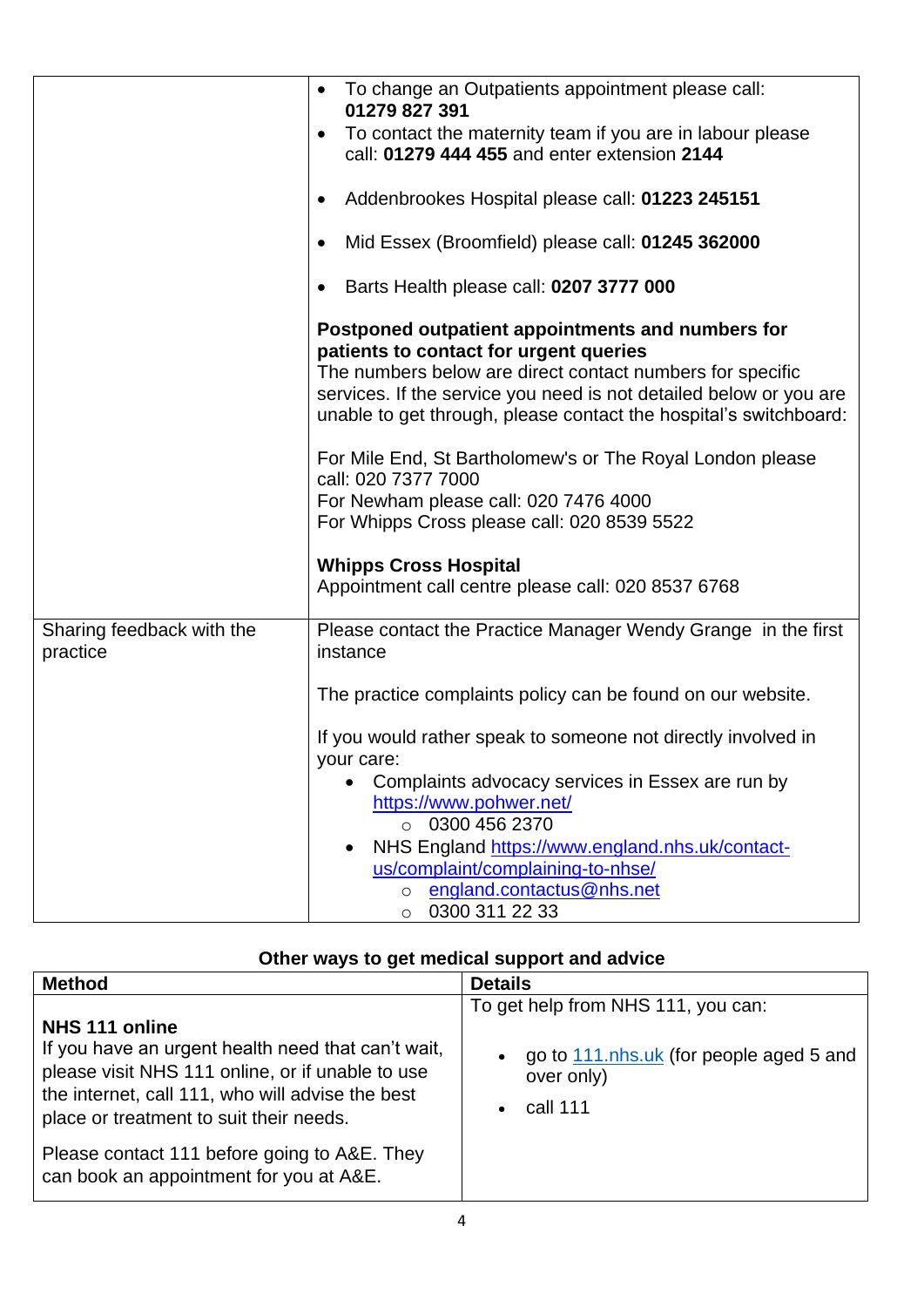| | |
|---|---|
| | • To change an Outpatients appointment please call: **01279 827 391**<br>• To contact the maternity team if you are in labour please call: **01279 444 455** and enter extension **2144**<br>• Addenbrookes Hospital please call: **01223 245151**<br>• Mid Essex (Broomfield) please call: **01245 362000**<br>• Barts Health please call: **0207 3777 000**<br><br>**Postponed outpatient appointments and numbers for patients to contact for urgent queries**<br>The numbers below are direct contact numbers for specific services. If the service you need is not detailed below or you are unable to get through, please contact the hospital's switchboard:<br><br>For Mile End, St Bartholomew's or The Royal London please call: 020 7377 7000<br>For Newham please call: 020 7476 4000<br>For Whipps Cross please call: 020 8539 5522<br><br>**Whipps Cross Hospital**<br>Appointment call centre please call: 020 8537 6768 |
| Sharing feedback with the practice | Please contact the Practice Manager Wendy Grange in the first instance<br><br>The practice complaints policy can be found on our website.<br><br>If you would rather speak to someone not directly involved in your care:<br>• Complaints advocacy services in Essex are run by https://www.pohwer.net/<br>  ○ 0300 456 2370<br>• NHS England https://www.england.nhs.uk/contact-us/complaint/complaining-to-nhse/<br>  ○ england.contactus@nhs.net<br>  ○ 0300 311 22 33 |

**Other ways to get medical support and advice**

| Method | Details |
|---|---|
| **NHS 111 online**<br>If you have an urgent health need that can't wait, please visit NHS 111 online, or if unable to use the internet, call 111, who will advise the best place or treatment to suit their needs.<br><br>Please contact 111 before going to A&E. They can book an appointment for you at A&E. | To get help from NHS 111, you can:<br>• go to 111.nhs.uk (for people aged 5 and over only)<br>• call 111 |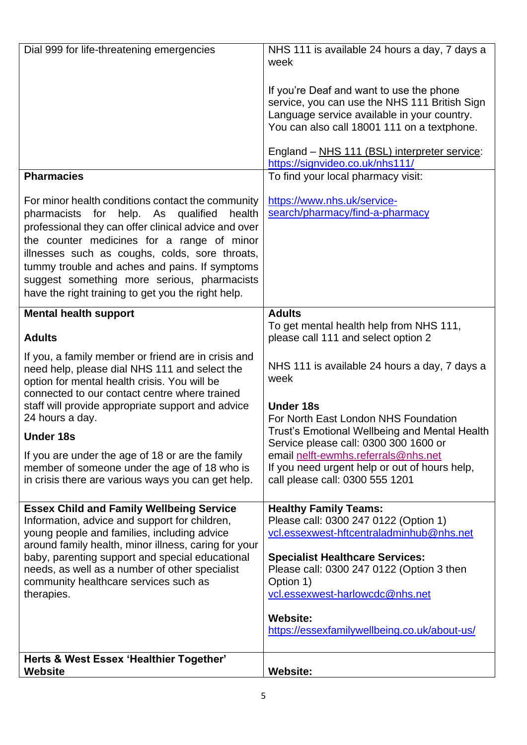| | |
|---|---|
| Dial 999 for life-threatening emergencies | NHS 111 is available 24 hours a day, 7 days a week<br><br>If you're Deaf and want to use the phone service, you can use the NHS 111 British Sign Language service available in your country. You can also call 18001 111 on a textphone.<br><br>England – NHS 111 (BSL) interpreter service: https://signvideo.co.uk/nhs111/ |
| **Pharmacies**<br><br>For minor health conditions contact the community pharmacists for help. As qualified health professional they can offer clinical advice and over the counter medicines for a range of minor illnesses such as coughs, colds, sore throats, tummy trouble and aches and pains. If symptoms suggest something more serious, pharmacists have the right training to get you the right help. | To find your local pharmacy visit:<br><br>https://www.nhs.uk/service-search/pharmacy/find-a-pharmacy |
| **Mental health support**<br><br>**Adults**<br><br>If you, a family member or friend are in crisis and need help, please dial NHS 111 and select the option for mental health crisis. You will be connected to our contact centre where trained staff will provide appropriate support and advice 24 hours a day.<br><br>**Under 18s**<br><br>If you are under the age of 18 or are the family member of someone under the age of 18 who is in crisis there are various ways you can get help. | **Adults**<br>To get mental health help from NHS 111, please call 111 and select option 2<br><br>NHS 111 is available 24 hours a day, 7 days a week<br><br>**Under 18s**<br>For North East London NHS Foundation Trust's Emotional Wellbeing and Mental Health Service please call: 0300 300 1600 or email nelft-ewmhs.referrals@nhs.net<br>If you need urgent help or out of hours help, call please call: 0300 555 1201 |
| **Essex Child and Family Wellbeing Service**<br>Information, advice and support for children, young people and families, including advice around family health, minor illness, caring for your baby, parenting support and special educational needs, as well as a number of other specialist community healthcare services such as therapies. | **Healthy Family Teams:**<br>Please call: 0300 247 0122 (Option 1)<br>vcl.essexwest-hftcentraladminhub@nhs.net<br><br>**Specialist Healthcare Services:**<br>Please call: 0300 247 0122 (Option 3 then Option 1)<br>vcl.essexwest-harlowcdc@nhs.net<br><br>**Website:**<br>https://essexfamilywellbeing.co.uk/about-us/ |
| **Herts & West Essex 'Healthier Together' Website** | **Website:** |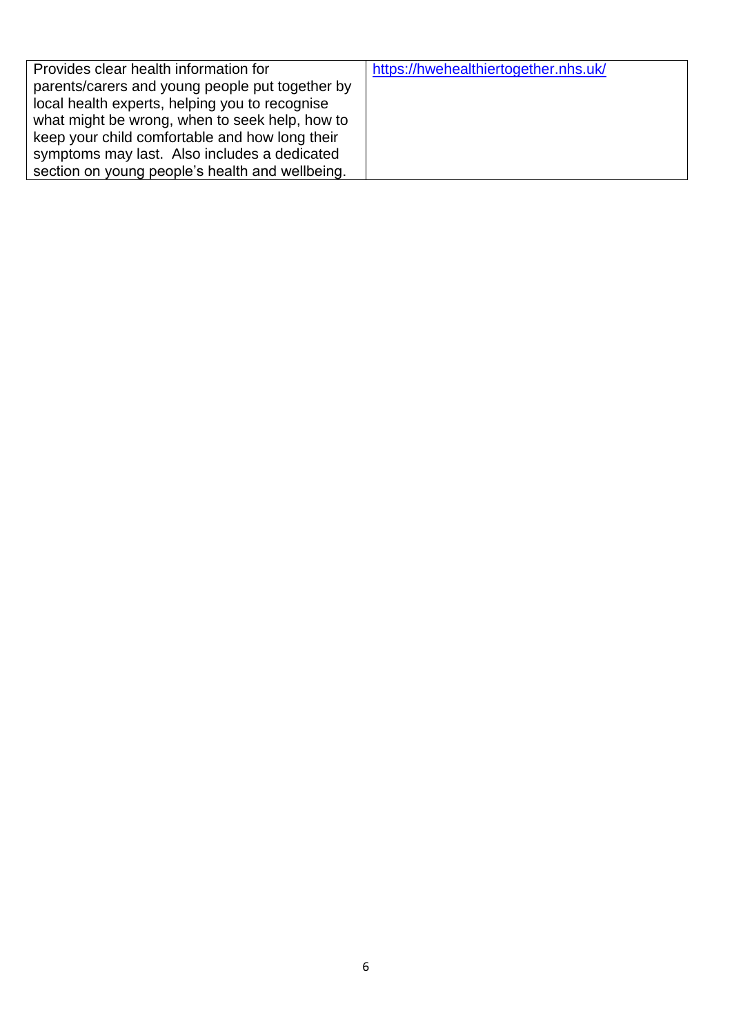| | |
|---|---|
| Provides clear health information for parents/carers and young people put together by local health experts, helping you to recognise what might be wrong, when to seek help, how to keep your child comfortable and how long their symptoms may last. Also includes a dedicated section on young people's health and wellbeing. | https://hwehealthiertogether.nhs.uk/ |